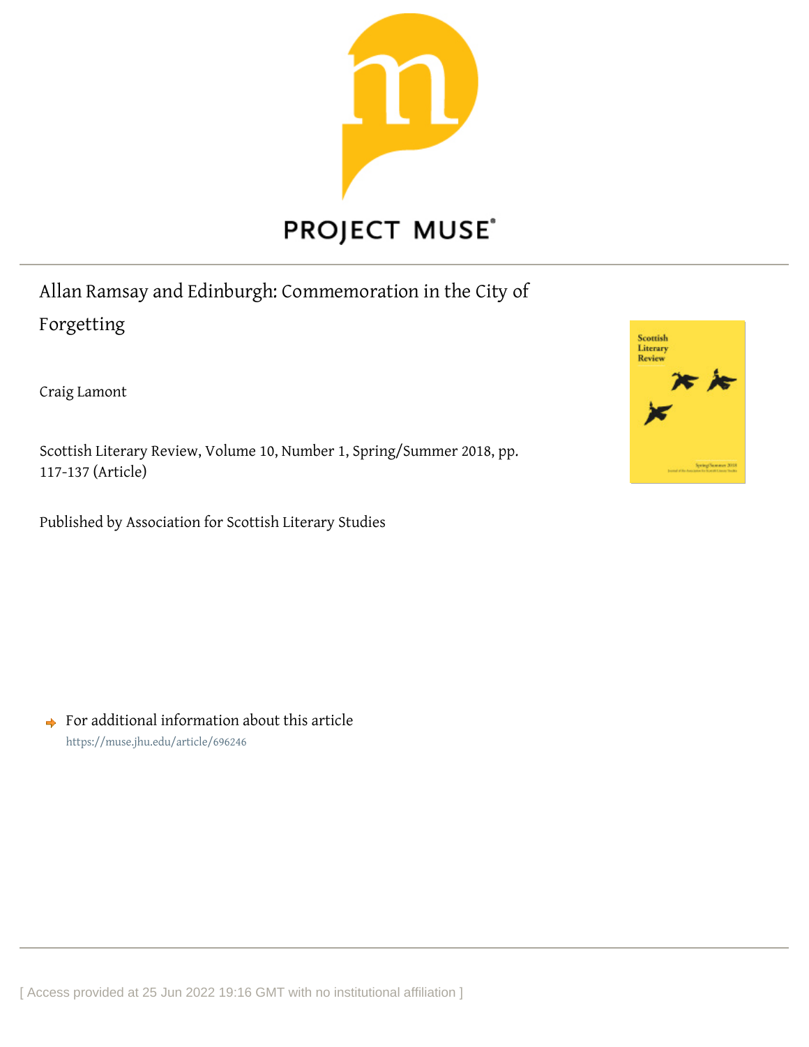PROJECT MUSE

# Allan Ramsay and Edinburgh: Commemoration in the City of Forgetting

Craig Lamont

Scottish Literary Review, Volume 10, Number 1, Spring/Summer 2018, pp. 117-137 (Article)

Published by Association for Scottish Literary Studies

For additional information about this article
https://muse.jhu.edu/article/696246

[ Access provided at 25 Jun 2022 19:16 GMT with no institutional affiliation ]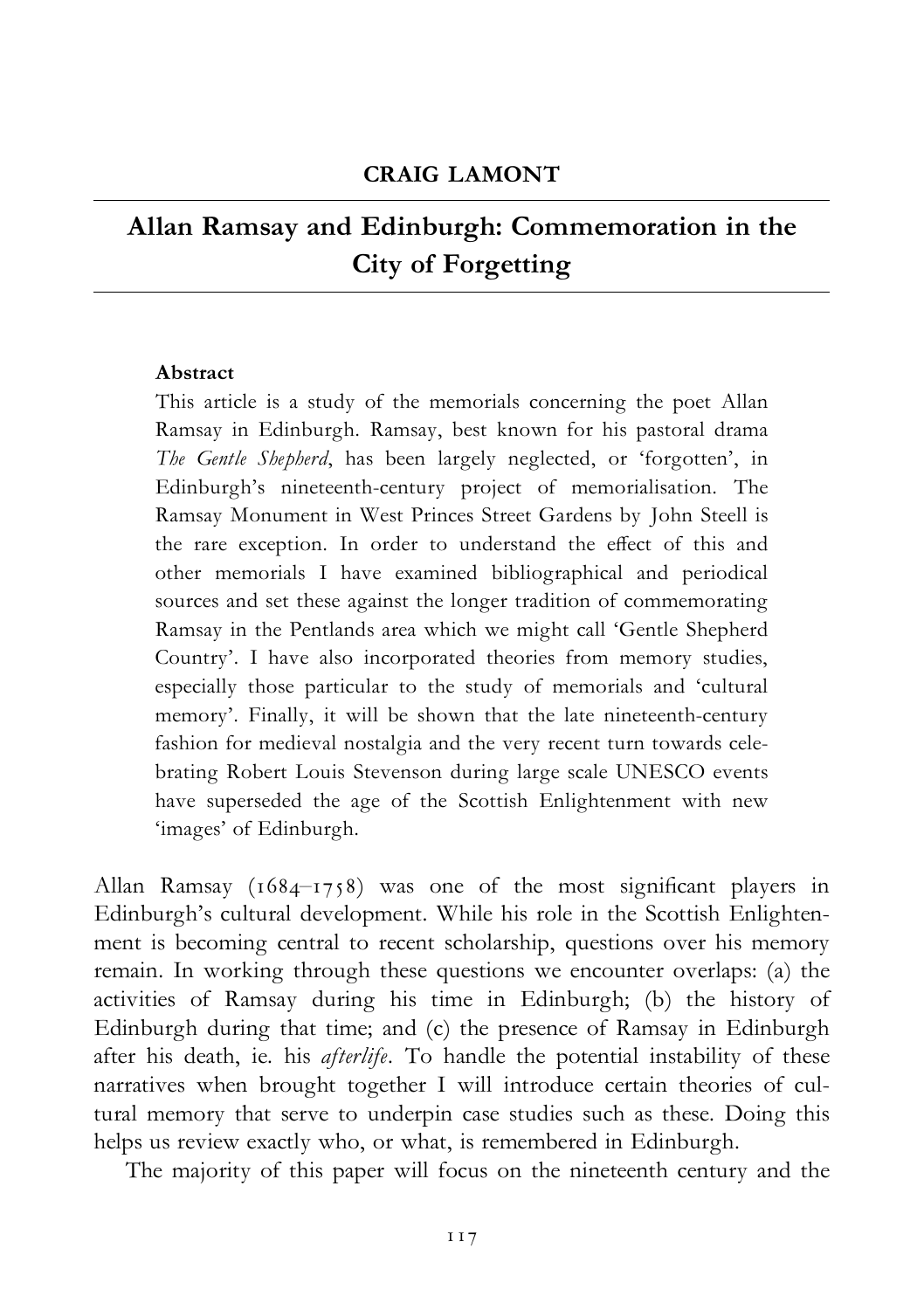**CRAIG LAMONT**

# Allan Ramsay and Edinburgh: Commemoration in the City of Forgetting

**Abstract**

This article is a study of the memorials concerning the poet Allan Ramsay in Edinburgh. Ramsay, best known for his pastoral drama *The Gentle Shepherd*, has been largely neglected, or 'forgotten', in Edinburgh's nineteenth-century project of memorialisation. The Ramsay Monument in West Princes Street Gardens by John Steell is the rare exception. In order to understand the effect of this and other memorials I have examined bibliographical and periodical sources and set these against the longer tradition of commemorating Ramsay in the Pentlands area which we might call 'Gentle Shepherd Country'. I have also incorporated theories from memory studies, especially those particular to the study of memorials and 'cultural memory'. Finally, it will be shown that the late nineteenth-century fashion for medieval nostalgia and the very recent turn towards celebrating Robert Louis Stevenson during large scale UNESCO events have superseded the age of the Scottish Enlightenment with new 'images' of Edinburgh.

Allan Ramsay (1684–1758) was one of the most significant players in Edinburgh's cultural development. While his role in the Scottish Enlightenment is becoming central to recent scholarship, questions over his memory remain. In working through these questions we encounter overlaps: (a) the activities of Ramsay during his time in Edinburgh; (b) the history of Edinburgh during that time; and (c) the presence of Ramsay in Edinburgh after his death, ie. his *afterlife*. To handle the potential instability of these narratives when brought together I will introduce certain theories of cultural memory that serve to underpin case studies such as these. Doing this helps us review exactly who, or what, is remembered in Edinburgh.

The majority of this paper will focus on the nineteenth century and the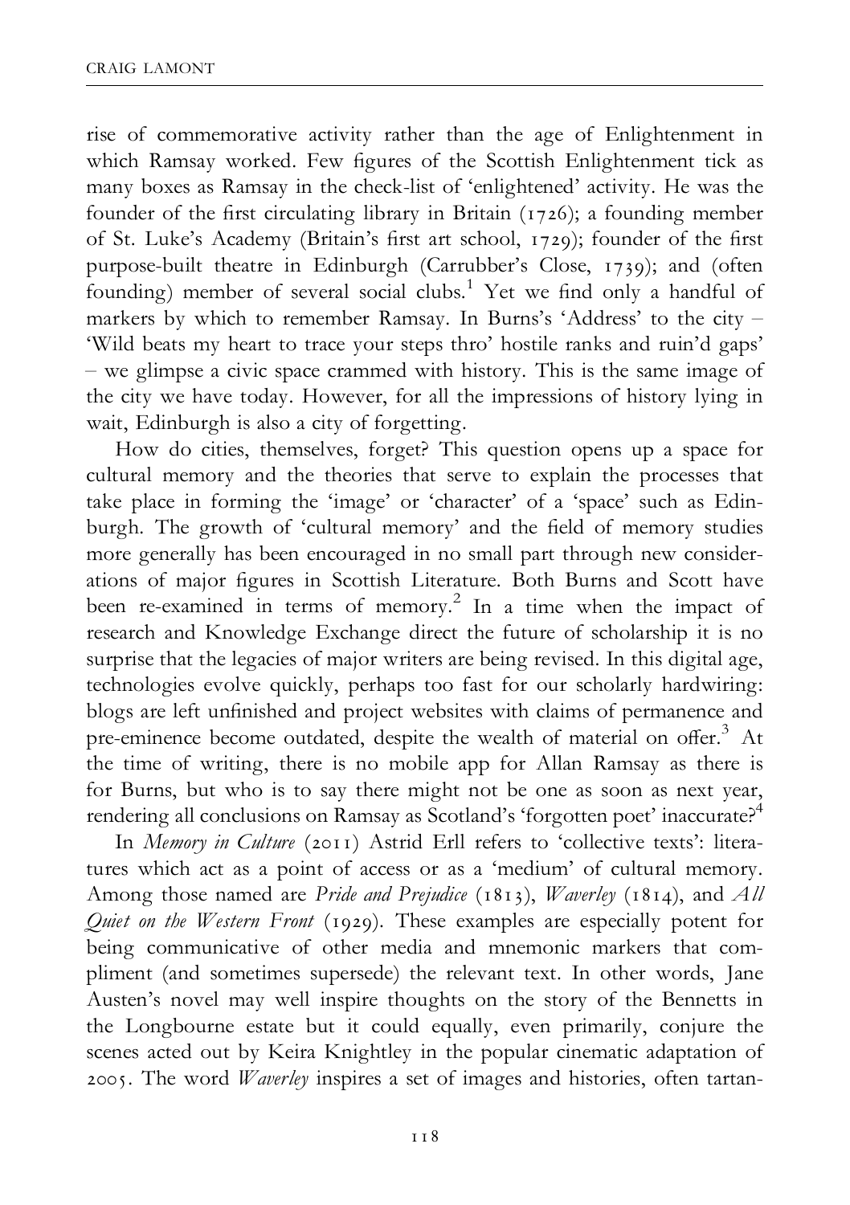rise of commemorative activity rather than the age of Enlightenment in which Ramsay worked. Few figures of the Scottish Enlightenment tick as many boxes as Ramsay in the check-list of 'enlightened' activity. He was the founder of the first circulating library in Britain (1726); a founding member of St. Luke's Academy (Britain's first art school, 1729); founder of the first purpose-built theatre in Edinburgh (Carrubber's Close, 1739); and (often founding) member of several social clubs.[1] Yet we find only a handful of markers by which to remember Ramsay. In Burns's 'Address' to the city – 'Wild beats my heart to trace your steps thro' hostile ranks and ruin'd gaps' – we glimpse a civic space crammed with history. This is the same image of the city we have today. However, for all the impressions of history lying in wait, Edinburgh is also a city of forgetting.

How do cities, themselves, forget? This question opens up a space for cultural memory and the theories that serve to explain the processes that take place in forming the 'image' or 'character' of a 'space' such as Edinburgh. The growth of 'cultural memory' and the field of memory studies more generally has been encouraged in no small part through new considerations of major figures in Scottish Literature. Both Burns and Scott have been re-examined in terms of memory.[2] In a time when the impact of research and Knowledge Exchange direct the future of scholarship it is no surprise that the legacies of major writers are being revised. In this digital age, technologies evolve quickly, perhaps too fast for our scholarly hardwiring: blogs are left unfinished and project websites with claims of permanence and pre-eminence become outdated, despite the wealth of material on offer.[3] At the time of writing, there is no mobile app for Allan Ramsay as there is for Burns, but who is to say there might not be one as soon as next year, rendering all conclusions on Ramsay as Scotland's 'forgotten poet' inaccurate?[4]

In *Memory in Culture* (2011) Astrid Erll refers to 'collective texts': literatures which act as a point of access or as a 'medium' of cultural memory. Among those named are *Pride and Prejudice* (1813), *Waverley* (1814), and *All Quiet on the Western Front* (1929). These examples are especially potent for being communicative of other media and mnemonic markers that compliment (and sometimes supersede) the relevant text. In other words, Jane Austen's novel may well inspire thoughts on the story of the Bennetts in the Longbourne estate but it could equally, even primarily, conjure the scenes acted out by Keira Knightley in the popular cinematic adaptation of 2005. The word *Waverley* inspires a set of images and histories, often tartan-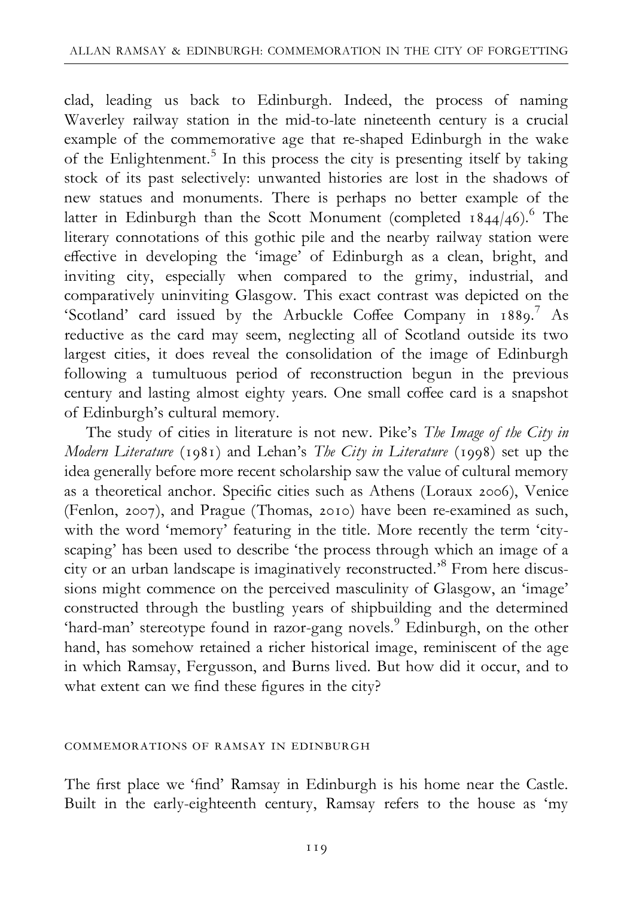clad, leading us back to Edinburgh. Indeed, the process of naming Waverley railway station in the mid-to-late nineteenth century is a crucial example of the commemorative age that re-shaped Edinburgh in the wake of the Enlightenment.[5] In this process the city is presenting itself by taking stock of its past selectively: unwanted histories are lost in the shadows of new statues and monuments. There is perhaps no better example of the latter in Edinburgh than the Scott Monument (completed 1844/46).[6] The literary connotations of this gothic pile and the nearby railway station were effective in developing the 'image' of Edinburgh as a clean, bright, and inviting city, especially when compared to the grimy, industrial, and comparatively uninviting Glasgow. This exact contrast was depicted on the 'Scotland' card issued by the Arbuckle Coffee Company in 1889.[7] As reductive as the card may seem, neglecting all of Scotland outside its two largest cities, it does reveal the consolidation of the image of Edinburgh following a tumultuous period of reconstruction begun in the previous century and lasting almost eighty years. One small coffee card is a snapshot of Edinburgh's cultural memory.

The study of cities in literature is not new. Pike's *The Image of the City in Modern Literature* (1981) and Lehan's *The City in Literature* (1998) set up the idea generally before more recent scholarship saw the value of cultural memory as a theoretical anchor. Specific cities such as Athens (Loraux 2006), Venice (Fenlon, 2007), and Prague (Thomas, 2010) have been re-examined as such, with the word 'memory' featuring in the title. More recently the term 'city-scaping' has been used to describe 'the process through which an image of a city or an urban landscape is imaginatively reconstructed.'[8] From here discussions might commence on the perceived masculinity of Glasgow, an 'image' constructed through the bustling years of shipbuilding and the determined 'hard-man' stereotype found in razor-gang novels.[9] Edinburgh, on the other hand, has somehow retained a richer historical image, reminiscent of the age in which Ramsay, Fergusson, and Burns lived. But how did it occur, and to what extent can we find these figures in the city?

## COMMEMORATIONS OF RAMSAY IN EDINBURGH

The first place we 'find' Ramsay in Edinburgh is his home near the Castle. Built in the early-eighteenth century, Ramsay refers to the house as 'my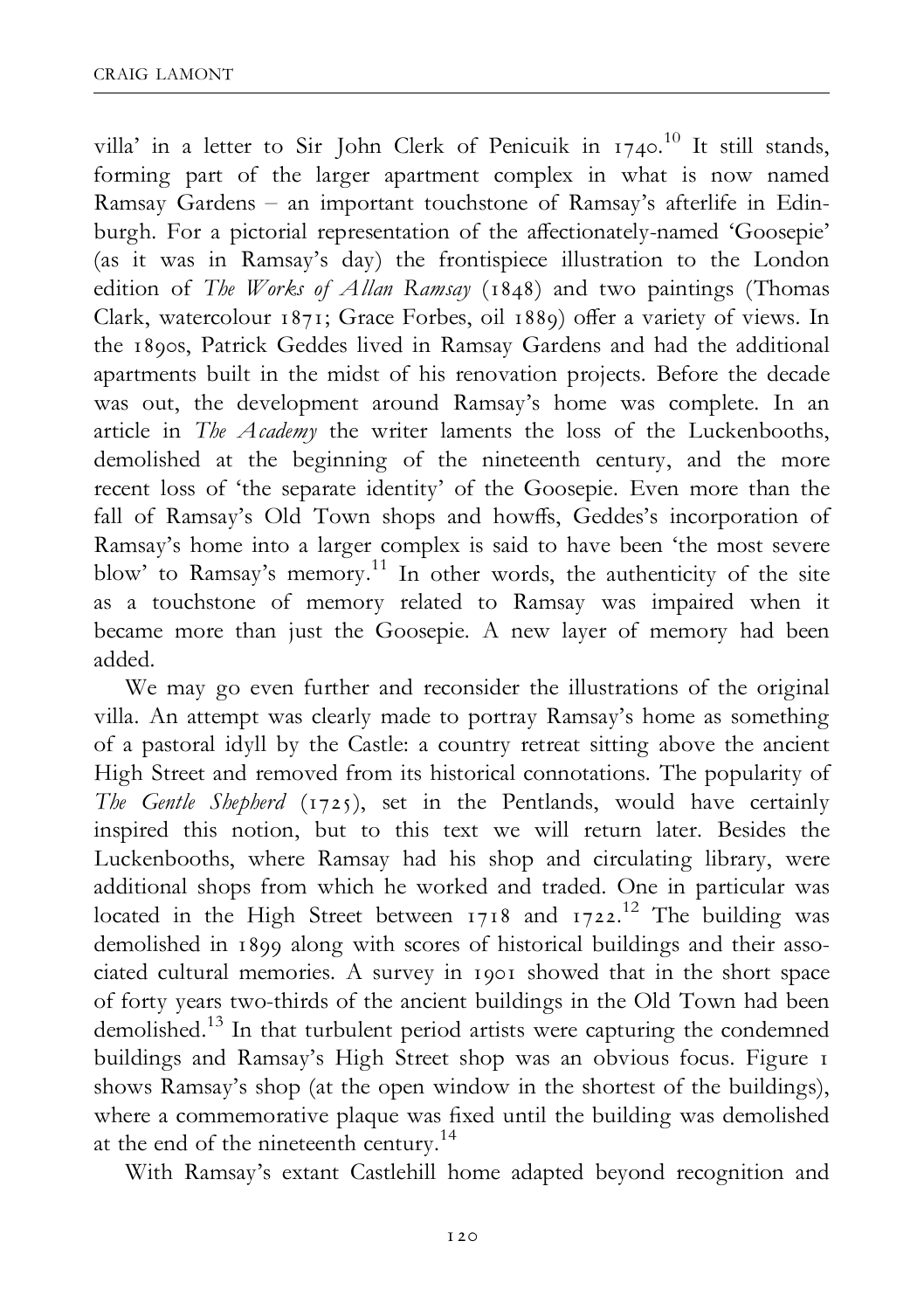villa' in a letter to Sir John Clerk of Penicuik in 1740.[10] It still stands, forming part of the larger apartment complex in what is now named Ramsay Gardens – an important touchstone of Ramsay's afterlife in Edinburgh. For a pictorial representation of the affectionately-named 'Goosepie' (as it was in Ramsay's day) the frontispiece illustration to the London edition of *The Works of Allan Ramsay* (1848) and two paintings (Thomas Clark, watercolour 1871; Grace Forbes, oil 1889) offer a variety of views. In the 1890s, Patrick Geddes lived in Ramsay Gardens and had the additional apartments built in the midst of his renovation projects. Before the decade was out, the development around Ramsay's home was complete. In an article in *The Academy* the writer laments the loss of the Luckenbooths, demolished at the beginning of the nineteenth century, and the more recent loss of 'the separate identity' of the Goosepie. Even more than the fall of Ramsay's Old Town shops and howffs, Geddes's incorporation of Ramsay's home into a larger complex is said to have been 'the most severe blow' to Ramsay's memory.[11] In other words, the authenticity of the site as a touchstone of memory related to Ramsay was impaired when it became more than just the Goosepie. A new layer of memory had been added.

We may go even further and reconsider the illustrations of the original villa. An attempt was clearly made to portray Ramsay's home as something of a pastoral idyll by the Castle: a country retreat sitting above the ancient High Street and removed from its historical connotations. The popularity of *The Gentle Shepherd* (1725), set in the Pentlands, would have certainly inspired this notion, but to this text we will return later. Besides the Luckenbooths, where Ramsay had his shop and circulating library, were additional shops from which he worked and traded. One in particular was located in the High Street between 1718 and 1722.[12] The building was demolished in 1899 along with scores of historical buildings and their associated cultural memories. A survey in 1901 showed that in the short space of forty years two-thirds of the ancient buildings in the Old Town had been demolished.[13] In that turbulent period artists were capturing the condemned buildings and Ramsay's High Street shop was an obvious focus. Figure 1 shows Ramsay's shop (at the open window in the shortest of the buildings), where a commemorative plaque was fixed until the building was demolished at the end of the nineteenth century.[14]

With Ramsay's extant Castlehill home adapted beyond recognition and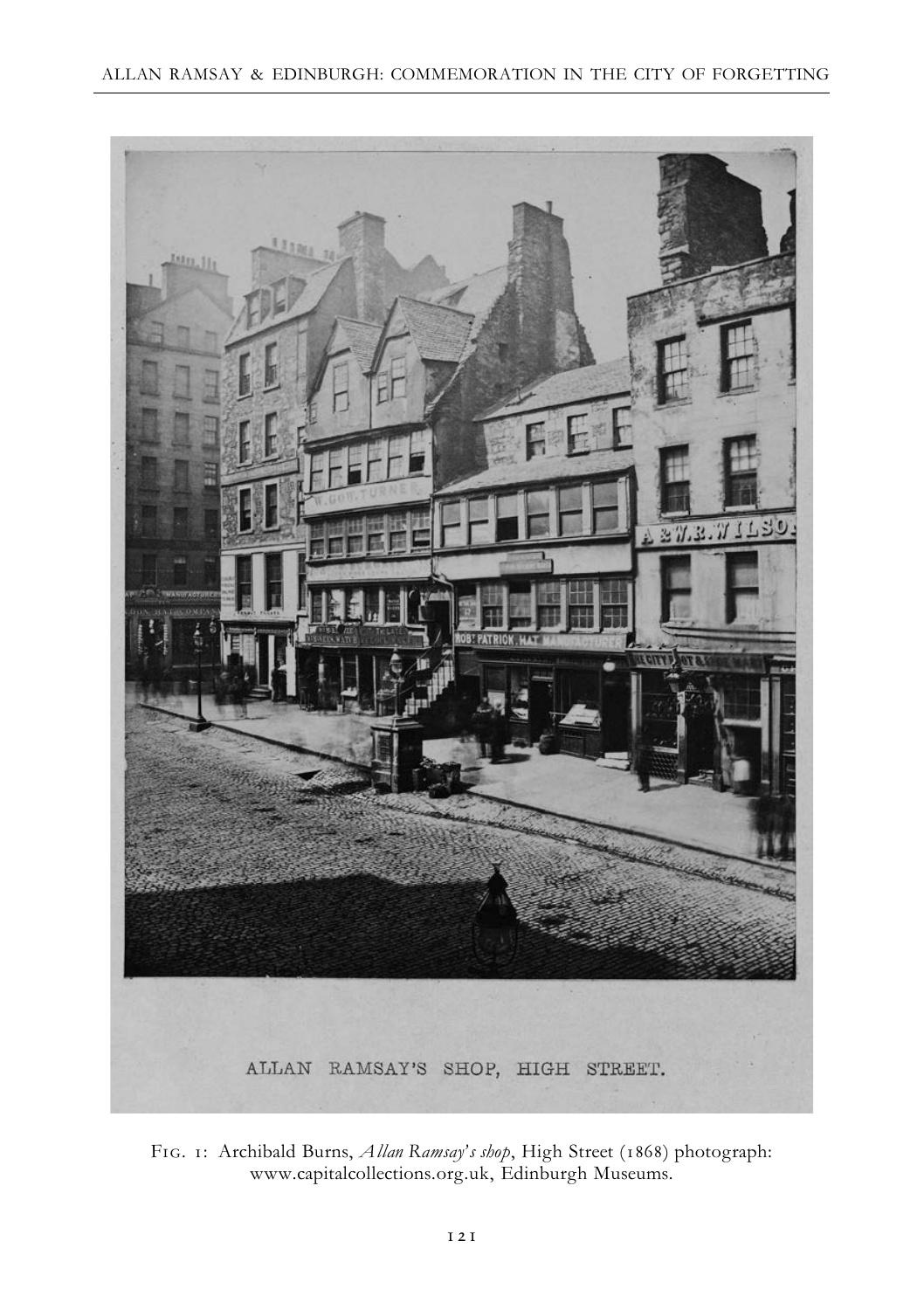ALLAN RAMSAY'S SHOP, HIGH STREET.

Fig. 1: Archibald Burns, *Allan Ramsay's shop*, High Street (1868) photograph: www.capitalcollections.org.uk, Edinburgh Museums.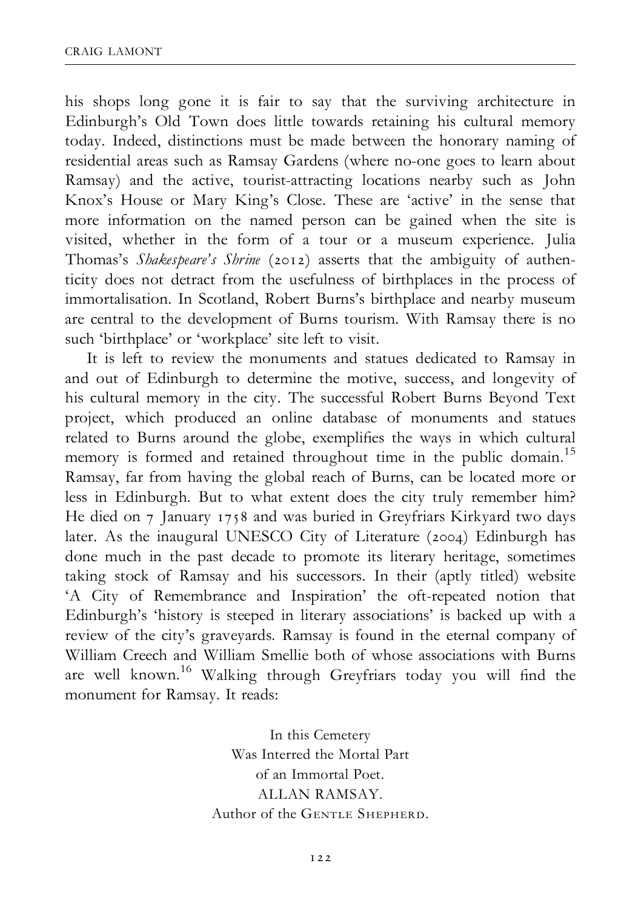his shops long gone it is fair to say that the surviving architecture in Edinburgh's Old Town does little towards retaining his cultural memory today. Indeed, distinctions must be made between the honorary naming of residential areas such as Ramsay Gardens (where no-one goes to learn about Ramsay) and the active, tourist-attracting locations nearby such as John Knox's House or Mary King's Close. These are 'active' in the sense that more information on the named person can be gained when the site is visited, whether in the form of a tour or a museum experience. Julia Thomas's *Shakespeare's Shrine* (2012) asserts that the ambiguity of authenticity does not detract from the usefulness of birthplaces in the process of immortalisation. In Scotland, Robert Burns's birthplace and nearby museum are central to the development of Burns tourism. With Ramsay there is no such 'birthplace' or 'workplace' site left to visit.

It is left to review the monuments and statues dedicated to Ramsay in and out of Edinburgh to determine the motive, success, and longevity of his cultural memory in the city. The successful Robert Burns Beyond Text project, which produced an online database of monuments and statues related to Burns around the globe, exemplifies the ways in which cultural memory is formed and retained throughout time in the public domain.[15] Ramsay, far from having the global reach of Burns, can be located more or less in Edinburgh. But to what extent does the city truly remember him? He died on 7 January 1758 and was buried in Greyfriars Kirkyard two days later. As the inaugural UNESCO City of Literature (2004) Edinburgh has done much in the past decade to promote its literary heritage, sometimes taking stock of Ramsay and his successors. In their (aptly titled) website 'A City of Remembrance and Inspiration' the oft-repeated notion that Edinburgh's 'history is steeped in literary associations' is backed up with a review of the city's graveyards. Ramsay is found in the eternal company of William Creech and William Smellie both of whose associations with Burns are well known.[16] Walking through Greyfriars today you will find the monument for Ramsay. It reads:

> In this Cemetery
> Was Interred the Mortal Part
> of an Immortal Poet.
> ALLAN RAMSAY.
> Author of the GENTLE SHEPHERD.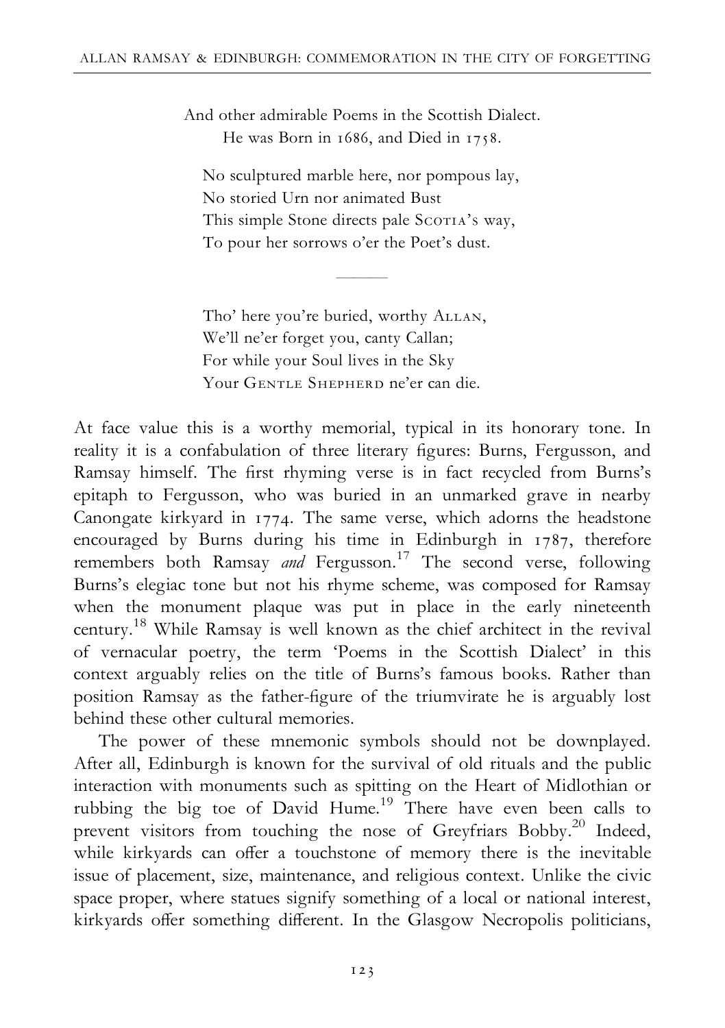And other admirable Poems in the Scottish Dialect.
He was Born in 1686, and Died in 1758.

No sculptured marble here, nor pompous lay,
No storied Urn nor animated Bust
This simple Stone directs pale SCOTIA's way,
To pour her sorrows o'er the Poet's dust.

———

Tho' here you're buried, worthy ALLAN,
We'll ne'er forget you, canty Callan;
For while your Soul lives in the Sky
Your GENTLE SHEPHERD ne'er can die.

At face value this is a worthy memorial, typical in its honorary tone. In reality it is a confabulation of three literary figures: Burns, Fergusson, and Ramsay himself. The first rhyming verse is in fact recycled from Burns's epitaph to Fergusson, who was buried in an unmarked grave in nearby Canongate kirkyard in 1774. The same verse, which adorns the headstone encouraged by Burns during his time in Edinburgh in 1787, therefore remembers both Ramsay *and* Fergusson.[17] The second verse, following Burns's elegiac tone but not his rhyme scheme, was composed for Ramsay when the monument plaque was put in place in the early nineteenth century.[18] While Ramsay is well known as the chief architect in the revival of vernacular poetry, the term 'Poems in the Scottish Dialect' in this context arguably relies on the title of Burns's famous books. Rather than position Ramsay as the father-figure of the triumvirate he is arguably lost behind these other cultural memories.

The power of these mnemonic symbols should not be downplayed. After all, Edinburgh is known for the survival of old rituals and the public interaction with monuments such as spitting on the Heart of Midlothian or rubbing the big toe of David Hume.[19] There have even been calls to prevent visitors from touching the nose of Greyfriars Bobby.[20] Indeed, while kirkyards can offer a touchstone of memory there is the inevitable issue of placement, size, maintenance, and religious context. Unlike the civic space proper, where statues signify something of a local or national interest, kirkyards offer something different. In the Glasgow Necropolis politicians,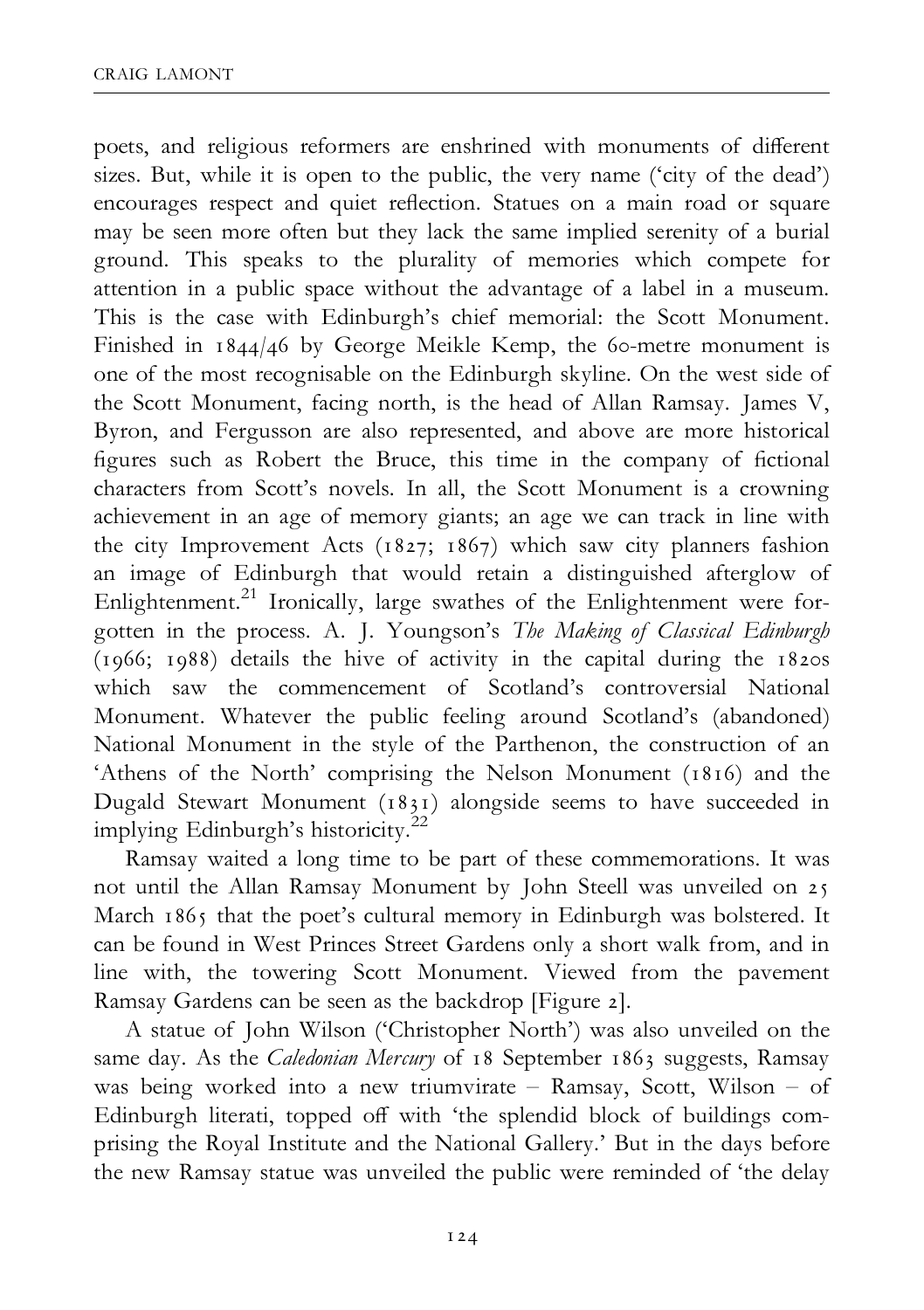poets, and religious reformers are enshrined with monuments of different sizes. But, while it is open to the public, the very name ('city of the dead') encourages respect and quiet reflection. Statues on a main road or square may be seen more often but they lack the same implied serenity of a burial ground. This speaks to the plurality of memories which compete for attention in a public space without the advantage of a label in a museum. This is the case with Edinburgh's chief memorial: the Scott Monument. Finished in 1844/46 by George Meikle Kemp, the 60-metre monument is one of the most recognisable on the Edinburgh skyline. On the west side of the Scott Monument, facing north, is the head of Allan Ramsay. James V, Byron, and Fergusson are also represented, and above are more historical figures such as Robert the Bruce, this time in the company of fictional characters from Scott's novels. In all, the Scott Monument is a crowning achievement in an age of memory giants; an age we can track in line with the city Improvement Acts (1827; 1867) which saw city planners fashion an image of Edinburgh that would retain a distinguished afterglow of Enlightenment.[21] Ironically, large swathes of the Enlightenment were forgotten in the process. A. J. Youngson's *The Making of Classical Edinburgh* (1966; 1988) details the hive of activity in the capital during the 1820s which saw the commencement of Scotland's controversial National Monument. Whatever the public feeling around Scotland's (abandoned) National Monument in the style of the Parthenon, the construction of an 'Athens of the North' comprising the Nelson Monument (1816) and the Dugald Stewart Monument (1831) alongside seems to have succeeded in implying Edinburgh's historicity.[22]

Ramsay waited a long time to be part of these commemorations. It was not until the Allan Ramsay Monument by John Steell was unveiled on 25 March 1865 that the poet's cultural memory in Edinburgh was bolstered. It can be found in West Princes Street Gardens only a short walk from, and in line with, the towering Scott Monument. Viewed from the pavement Ramsay Gardens can be seen as the backdrop [Figure 2].

A statue of John Wilson ('Christopher North') was also unveiled on the same day. As the *Caledonian Mercury* of 18 September 1863 suggests, Ramsay was being worked into a new triumvirate – Ramsay, Scott, Wilson – of Edinburgh literati, topped off with 'the splendid block of buildings comprising the Royal Institute and the National Gallery.' But in the days before the new Ramsay statue was unveiled the public were reminded of 'the delay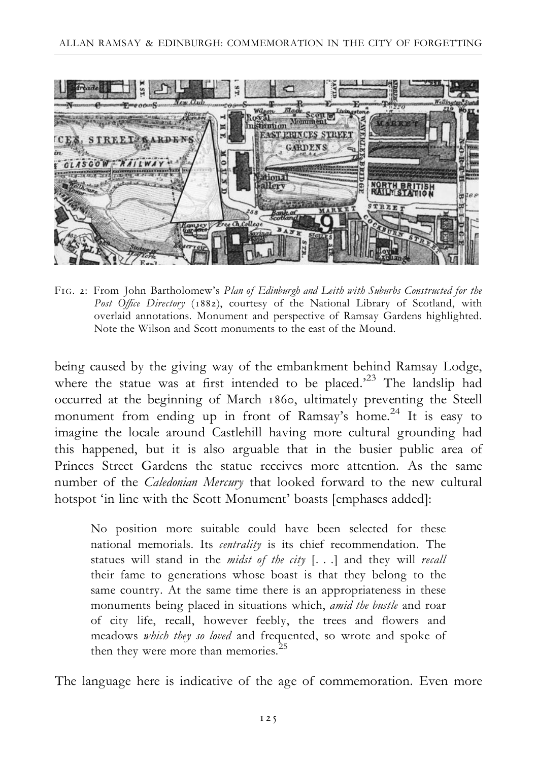Fig. 2: From John Bartholomew's *Plan of Edinburgh and Leith with Suburbs Constructed for the Post Office Directory* (1882), courtesy of the National Library of Scotland, with overlaid annotations. Monument and perspective of Ramsay Gardens highlighted. Note the Wilson and Scott monuments to the east of the Mound.

being caused by the giving way of the embankment behind Ramsay Lodge, where the statue was at first intended to be placed.'[23] The landslip had occurred at the beginning of March 1860, ultimately preventing the Steell monument from ending up in front of Ramsay's home.[24] It is easy to imagine the locale around Castlehill having more cultural grounding had this happened, but it is also arguable that in the busier public area of Princes Street Gardens the statue receives more attention. As the same number of the *Caledonian Mercury* that looked forward to the new cultural hotspot 'in line with the Scott Monument' boasts [emphases added]:

> No position more suitable could have been selected for these national memorials. Its *centrality* is its chief recommendation. The statues will stand in the *midst of the city* [. . .] and they will *recall* their fame to generations whose boast is that they belong to the same country. At the same time there is an appropriateness in these monuments being placed in situations which, *amid the bustle* and roar of city life, recall, however feebly, the trees and flowers and meadows *which they so loved* and frequented, so wrote and spoke of then they were more than memories.[25]

The language here is indicative of the age of commemoration. Even more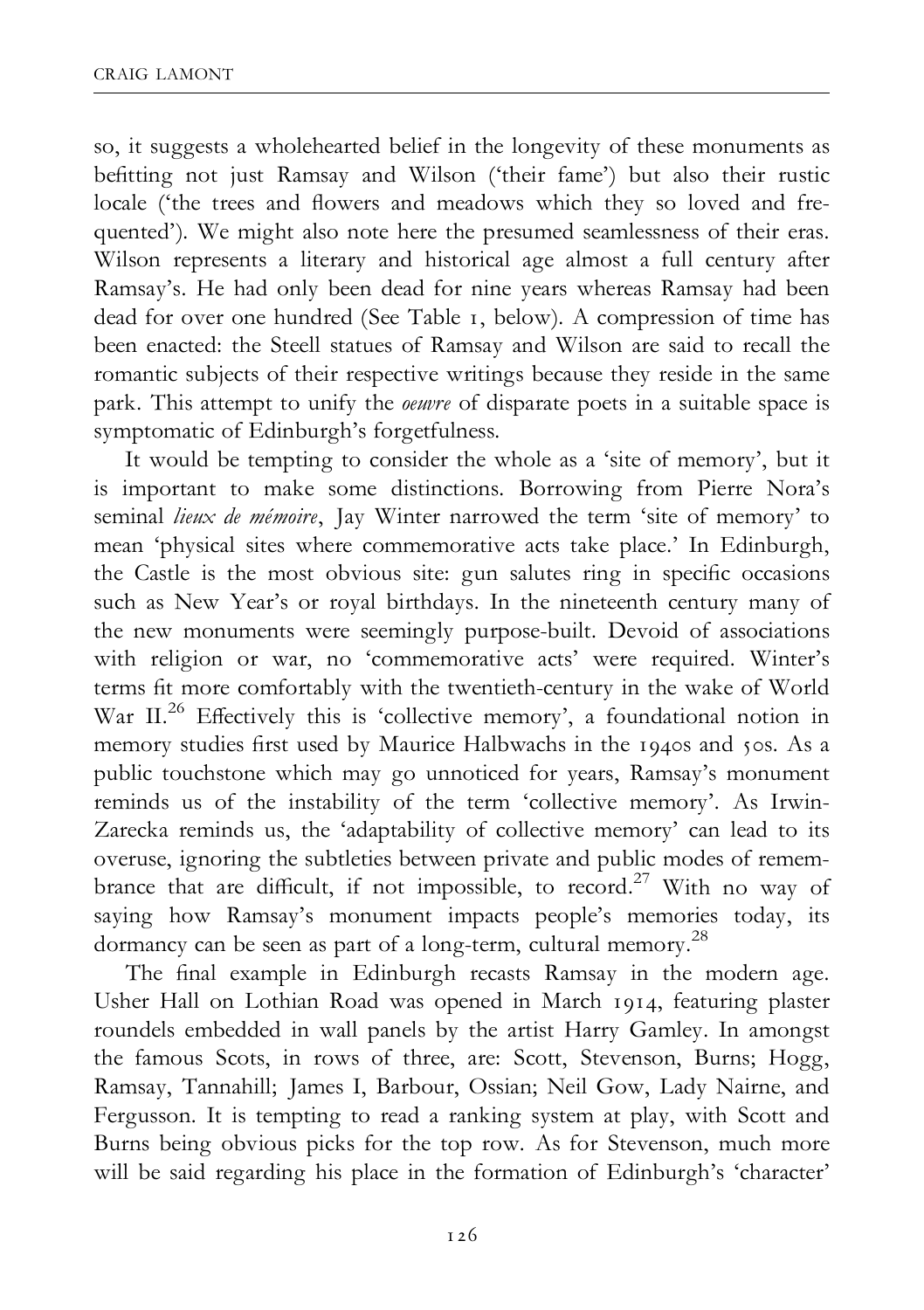so, it suggests a wholehearted belief in the longevity of these monuments as befitting not just Ramsay and Wilson ('their fame') but also their rustic locale ('the trees and flowers and meadows which they so loved and frequented'). We might also note here the presumed seamlessness of their eras. Wilson represents a literary and historical age almost a full century after Ramsay's. He had only been dead for nine years whereas Ramsay had been dead for over one hundred (See Table 1, below). A compression of time has been enacted: the Steell statues of Ramsay and Wilson are said to recall the romantic subjects of their respective writings because they reside in the same park. This attempt to unify the *oeuvre* of disparate poets in a suitable space is symptomatic of Edinburgh's forgetfulness.

It would be tempting to consider the whole as a 'site of memory', but it is important to make some distinctions. Borrowing from Pierre Nora's seminal *lieux de mémoire*, Jay Winter narrowed the term 'site of memory' to mean 'physical sites where commemorative acts take place.' In Edinburgh, the Castle is the most obvious site: gun salutes ring in specific occasions such as New Year's or royal birthdays. In the nineteenth century many of the new monuments were seemingly purpose-built. Devoid of associations with religion or war, no 'commemorative acts' were required. Winter's terms fit more comfortably with the twentieth-century in the wake of World War II.[26] Effectively this is 'collective memory', a foundational notion in memory studies first used by Maurice Halbwachs in the 1940s and 50s. As a public touchstone which may go unnoticed for years, Ramsay's monument reminds us of the instability of the term 'collective memory'. As Irwin-Zarecka reminds us, the 'adaptability of collective memory' can lead to its overuse, ignoring the subtleties between private and public modes of remembrance that are difficult, if not impossible, to record.[27] With no way of saying how Ramsay's monument impacts people's memories today, its dormancy can be seen as part of a long-term, cultural memory.[28]

The final example in Edinburgh recasts Ramsay in the modern age. Usher Hall on Lothian Road was opened in March 1914, featuring plaster roundels embedded in wall panels by the artist Harry Gamley. In amongst the famous Scots, in rows of three, are: Scott, Stevenson, Burns; Hogg, Ramsay, Tannahill; James I, Barbour, Ossian; Neil Gow, Lady Nairne, and Fergusson. It is tempting to read a ranking system at play, with Scott and Burns being obvious picks for the top row. As for Stevenson, much more will be said regarding his place in the formation of Edinburgh's 'character'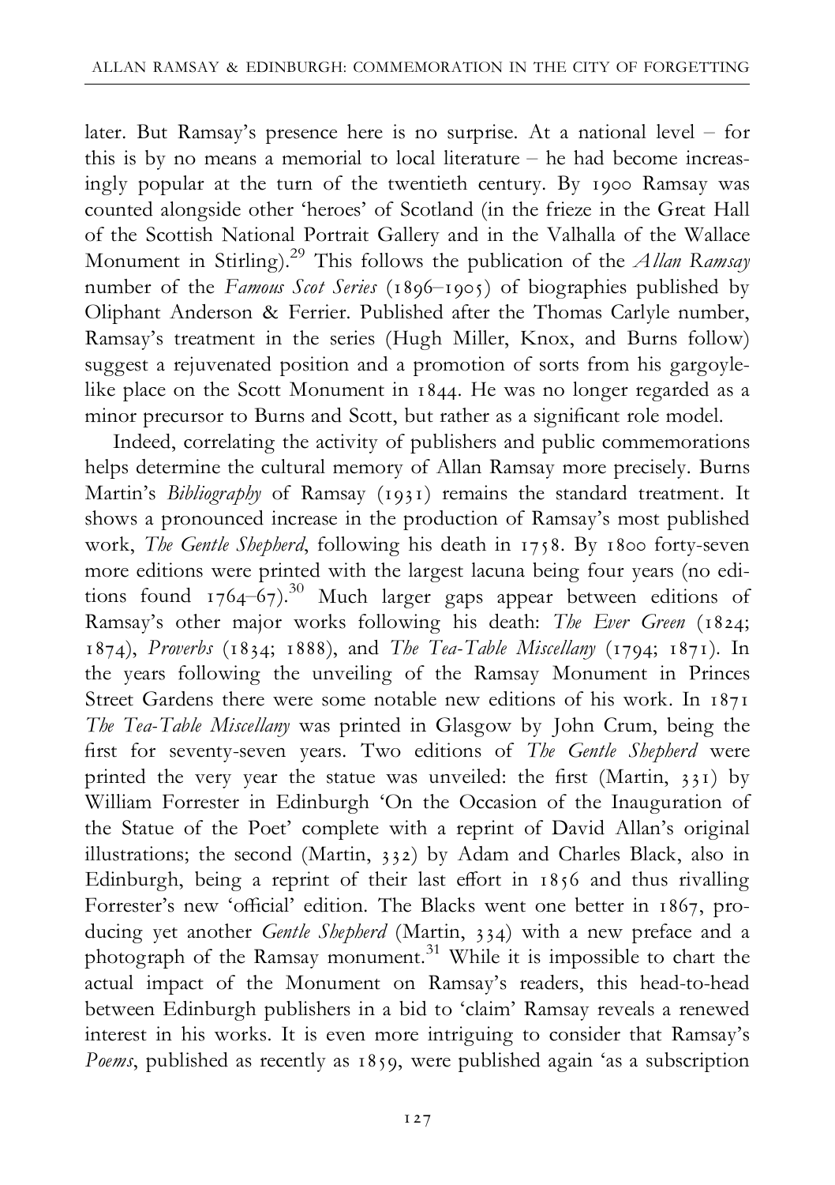later. But Ramsay's presence here is no surprise. At a national level – for this is by no means a memorial to local literature – he had become increasingly popular at the turn of the twentieth century. By 1900 Ramsay was counted alongside other 'heroes' of Scotland (in the frieze in the Great Hall of the Scottish National Portrait Gallery and in the Valhalla of the Wallace Monument in Stirling).[29] This follows the publication of the *Allan Ramsay* number of the *Famous Scot Series* (1896–1905) of biographies published by Oliphant Anderson & Ferrier. Published after the Thomas Carlyle number, Ramsay's treatment in the series (Hugh Miller, Knox, and Burns follow) suggest a rejuvenated position and a promotion of sorts from his gargoyle-like place on the Scott Monument in 1844. He was no longer regarded as a minor precursor to Burns and Scott, but rather as a significant role model.

Indeed, correlating the activity of publishers and public commemorations helps determine the cultural memory of Allan Ramsay more precisely. Burns Martin's *Bibliography* of Ramsay (1931) remains the standard treatment. It shows a pronounced increase in the production of Ramsay's most published work, *The Gentle Shepherd*, following his death in 1758. By 1800 forty-seven more editions were printed with the largest lacuna being four years (no editions found 1764–67).[30] Much larger gaps appear between editions of Ramsay's other major works following his death: *The Ever Green* (1824; 1874), *Proverbs* (1834; 1888), and *The Tea-Table Miscellany* (1794; 1871). In the years following the unveiling of the Ramsay Monument in Princes Street Gardens there were some notable new editions of his work. In 1871 *The Tea-Table Miscellany* was printed in Glasgow by John Crum, being the first for seventy-seven years. Two editions of *The Gentle Shepherd* were printed the very year the statue was unveiled: the first (Martin, 331) by William Forrester in Edinburgh 'On the Occasion of the Inauguration of the Statue of the Poet' complete with a reprint of David Allan's original illustrations; the second (Martin, 332) by Adam and Charles Black, also in Edinburgh, being a reprint of their last effort in 1856 and thus rivalling Forrester's new 'official' edition. The Blacks went one better in 1867, producing yet another *Gentle Shepherd* (Martin, 334) with a new preface and a photograph of the Ramsay monument.[31] While it is impossible to chart the actual impact of the Monument on Ramsay's readers, this head-to-head between Edinburgh publishers in a bid to 'claim' Ramsay reveals a renewed interest in his works. It is even more intriguing to consider that Ramsay's *Poems*, published as recently as 1859, were published again 'as a subscription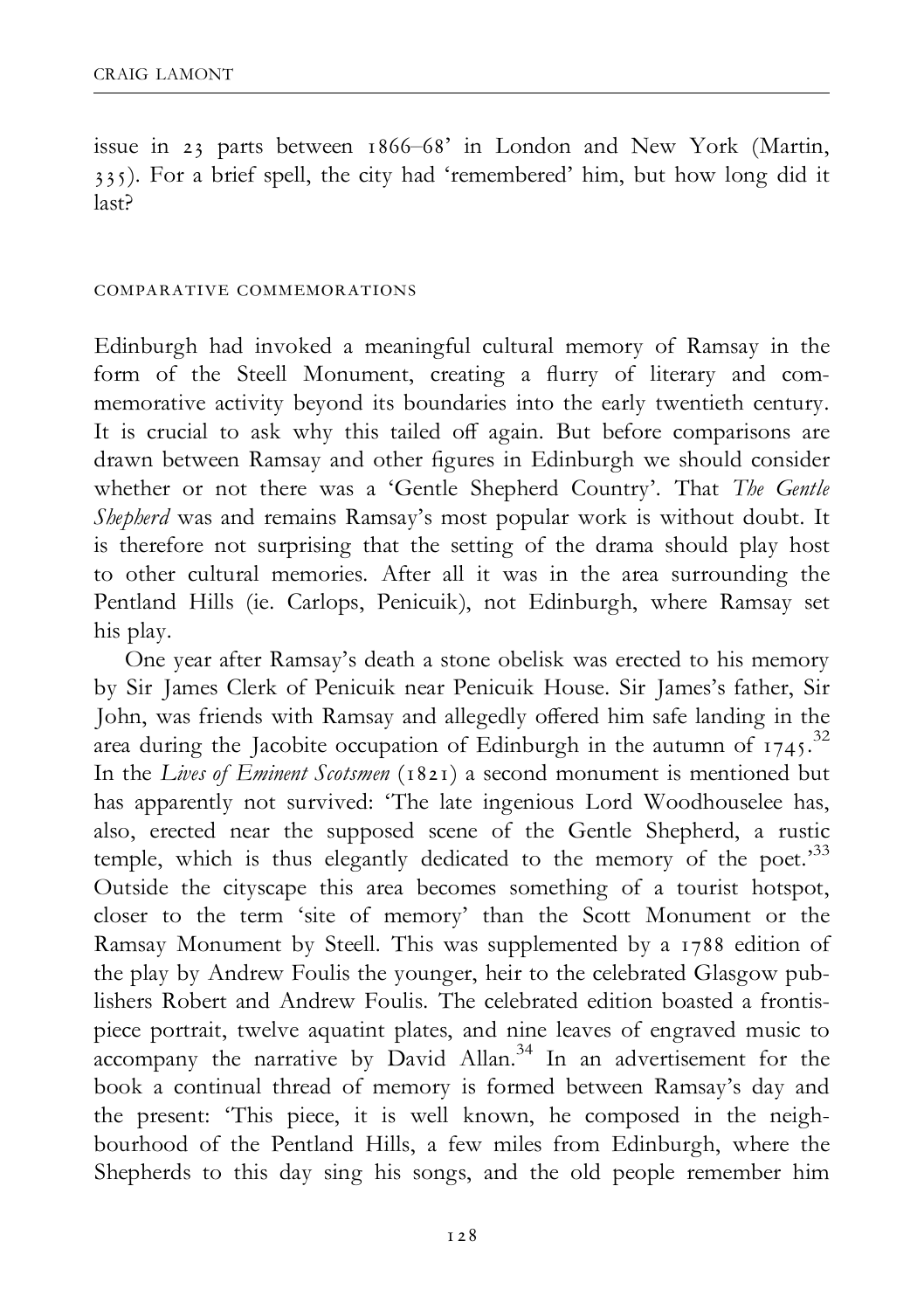issue in 23 parts between 1866–68' in London and New York (Martin, 335). For a brief spell, the city had 'remembered' him, but how long did it last?

## COMPARATIVE COMMEMORATIONS

Edinburgh had invoked a meaningful cultural memory of Ramsay in the form of the Steell Monument, creating a flurry of literary and commemorative activity beyond its boundaries into the early twentieth century. It is crucial to ask why this tailed off again. But before comparisons are drawn between Ramsay and other figures in Edinburgh we should consider whether or not there was a 'Gentle Shepherd Country'. That *The Gentle Shepherd* was and remains Ramsay's most popular work is without doubt. It is therefore not surprising that the setting of the drama should play host to other cultural memories. After all it was in the area surrounding the Pentland Hills (ie. Carlops, Penicuik), not Edinburgh, where Ramsay set his play.

One year after Ramsay's death a stone obelisk was erected to his memory by Sir James Clerk of Penicuik near Penicuik House. Sir James's father, Sir John, was friends with Ramsay and allegedly offered him safe landing in the area during the Jacobite occupation of Edinburgh in the autumn of 1745.[32] In the *Lives of Eminent Scotsmen* (1821) a second monument is mentioned but has apparently not survived: 'The late ingenious Lord Woodhouselee has, also, erected near the supposed scene of the Gentle Shepherd, a rustic temple, which is thus elegantly dedicated to the memory of the poet.'[33] Outside the cityscape this area becomes something of a tourist hotspot, closer to the term 'site of memory' than the Scott Monument or the Ramsay Monument by Steell. This was supplemented by a 1788 edition of the play by Andrew Foulis the younger, heir to the celebrated Glasgow publishers Robert and Andrew Foulis. The celebrated edition boasted a frontispiece portrait, twelve aquatint plates, and nine leaves of engraved music to accompany the narrative by David Allan.[34] In an advertisement for the book a continual thread of memory is formed between Ramsay's day and the present: 'This piece, it is well known, he composed in the neighbourhood of the Pentland Hills, a few miles from Edinburgh, where the Shepherds to this day sing his songs, and the old people remember him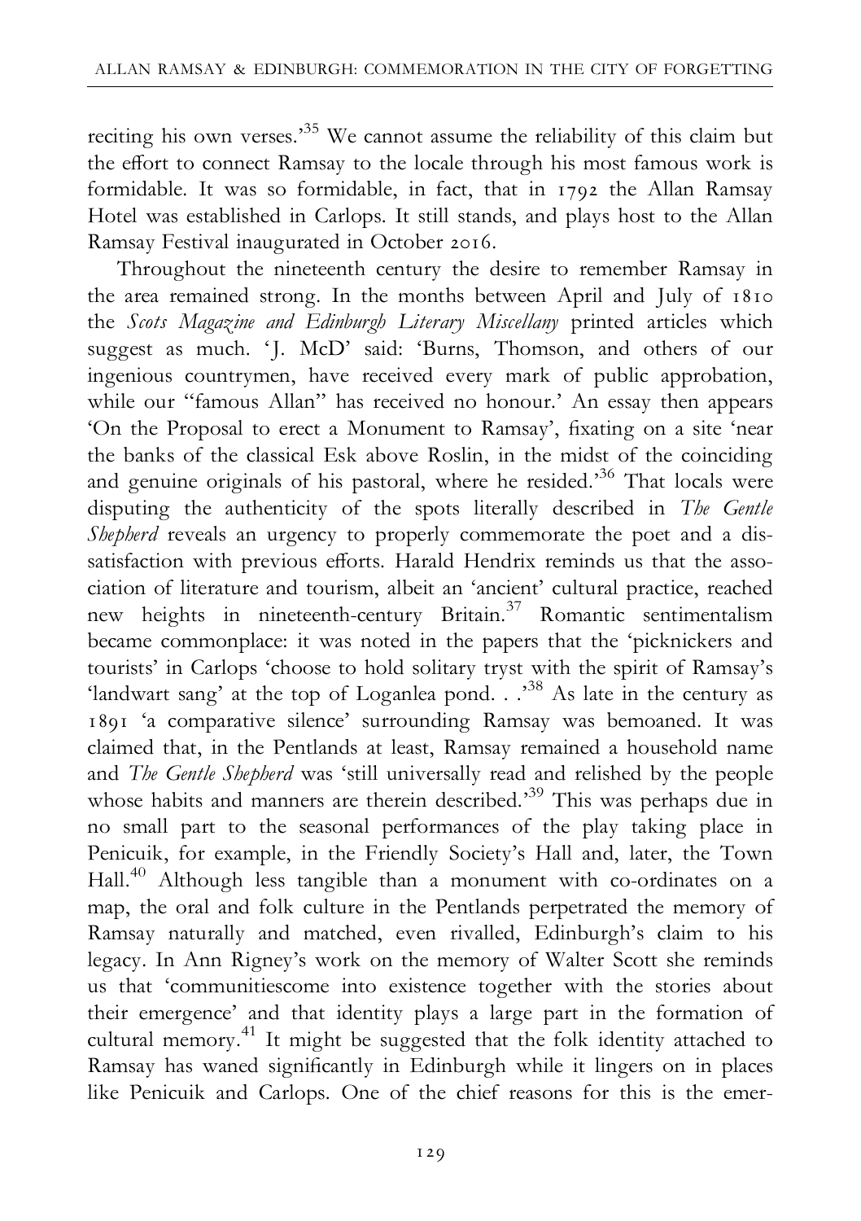reciting his own verses.'[35] We cannot assume the reliability of this claim but the effort to connect Ramsay to the locale through his most famous work is formidable. It was so formidable, in fact, that in 1792 the Allan Ramsay Hotel was established in Carlops. It still stands, and plays host to the Allan Ramsay Festival inaugurated in October 2016.

Throughout the nineteenth century the desire to remember Ramsay in the area remained strong. In the months between April and July of 1810 the *Scots Magazine and Edinburgh Literary Miscellany* printed articles which suggest as much. 'J. McD' said: 'Burns, Thomson, and others of our ingenious countrymen, have received every mark of public approbation, while our "famous Allan" has received no honour.' An essay then appears 'On the Proposal to erect a Monument to Ramsay', fixating on a site 'near the banks of the classical Esk above Roslin, in the midst of the coinciding and genuine originals of his pastoral, where he resided.'[36] That locals were disputing the authenticity of the spots literally described in *The Gentle Shepherd* reveals an urgency to properly commemorate the poet and a dissatisfaction with previous efforts. Harald Hendrix reminds us that the association of literature and tourism, albeit an 'ancient' cultural practice, reached new heights in nineteenth-century Britain.[37] Romantic sentimentalism became commonplace: it was noted in the papers that the 'picknickers and tourists' in Carlops 'choose to hold solitary tryst with the spirit of Ramsay's 'landwart sang' at the top of Loganlea pond. . .'[38] As late in the century as 1891 'a comparative silence' surrounding Ramsay was bemoaned. It was claimed that, in the Pentlands at least, Ramsay remained a household name and *The Gentle Shepherd* was 'still universally read and relished by the people whose habits and manners are therein described.'[39] This was perhaps due in no small part to the seasonal performances of the play taking place in Penicuik, for example, in the Friendly Society's Hall and, later, the Town Hall.[40] Although less tangible than a monument with co-ordinates on a map, the oral and folk culture in the Pentlands perpetrated the memory of Ramsay naturally and matched, even rivalled, Edinburgh's claim to his legacy. In Ann Rigney's work on the memory of Walter Scott she reminds us that 'communitiescome into existence together with the stories about their emergence' and that identity plays a large part in the formation of cultural memory.[41] It might be suggested that the folk identity attached to Ramsay has waned significantly in Edinburgh while it lingers on in places like Penicuik and Carlops. One of the chief reasons for this is the emer-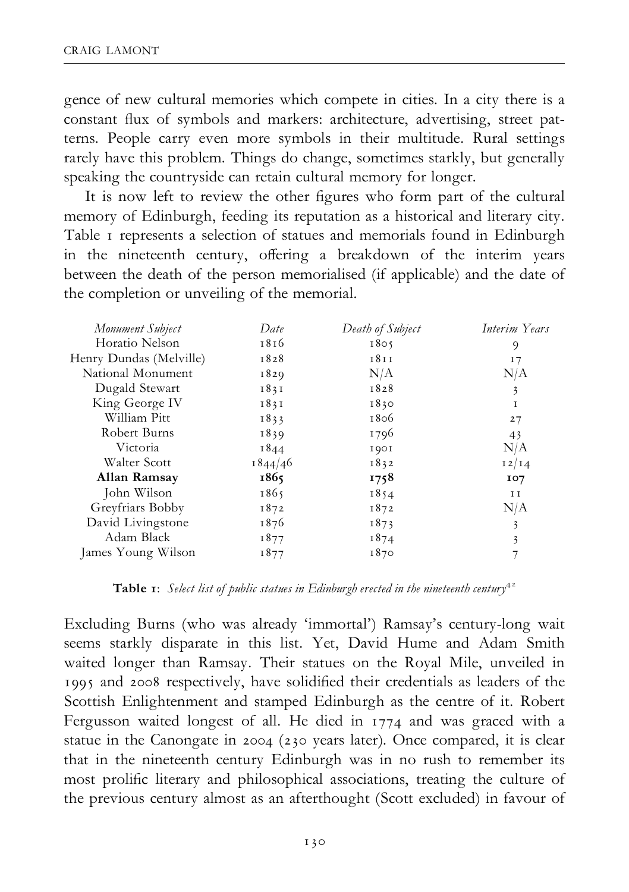gence of new cultural memories which compete in cities. In a city there is a constant flux of symbols and markers: architecture, advertising, street patterns. People carry even more symbols in their multitude. Rural settings rarely have this problem. Things do change, sometimes starkly, but generally speaking the countryside can retain cultural memory for longer.

It is now left to review the other figures who form part of the cultural memory of Edinburgh, feeding its reputation as a historical and literary city. Table 1 represents a selection of statues and memorials found in Edinburgh in the nineteenth century, offering a breakdown of the interim years between the death of the person memorialised (if applicable) and the date of the completion or unveiling of the memorial.

| *Monument Subject* | *Date* | *Death of Subject* | *Interim Years* |
|---|---|---|---|
| Horatio Nelson | 1816 | 1805 | 9 |
| Henry Dundas (Melville) | 1828 | 1811 | 17 |
| National Monument | 1829 | N/A | N/A |
| Dugald Stewart | 1831 | 1828 | 3 |
| King George IV | 1831 | 1830 | 1 |
| William Pitt | 1833 | 1806 | 27 |
| Robert Burns | 1839 | 1796 | 43 |
| Victoria | 1844 | 1901 | N/A |
| Walter Scott | 1844/46 | 1832 | 12/14 |
| **Allan Ramsay** | **1865** | **1758** | **107** |
| John Wilson | 1865 | 1854 | 11 |
| Greyfriars Bobby | 1872 | 1872 | N/A |
| David Livingstone | 1876 | 1873 | 3 |
| Adam Black | 1877 | 1874 | 3 |
| James Young Wilson | 1877 | 1870 | 7 |

**Table 1**: *Select list of public statues in Edinburgh erected in the nineteenth century*[42]

Excluding Burns (who was already 'immortal') Ramsay's century-long wait seems starkly disparate in this list. Yet, David Hume and Adam Smith waited longer than Ramsay. Their statues on the Royal Mile, unveiled in 1995 and 2008 respectively, have solidified their credentials as leaders of the Scottish Enlightenment and stamped Edinburgh as the centre of it. Robert Fergusson waited longest of all. He died in 1774 and was graced with a statue in the Canongate in 2004 (230 years later). Once compared, it is clear that in the nineteenth century Edinburgh was in no rush to remember its most prolific literary and philosophical associations, treating the culture of the previous century almost as an afterthought (Scott excluded) in favour of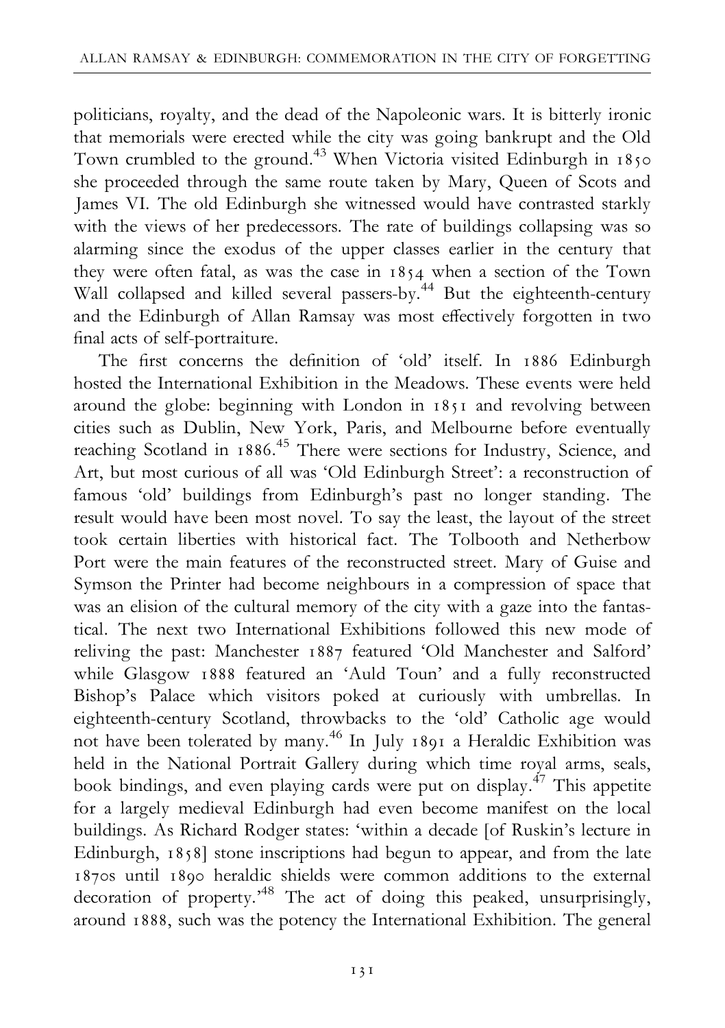politicians, royalty, and the dead of the Napoleonic wars. It is bitterly ironic that memorials were erected while the city was going bankrupt and the Old Town crumbled to the ground.[43] When Victoria visited Edinburgh in 1850 she proceeded through the same route taken by Mary, Queen of Scots and James VI. The old Edinburgh she witnessed would have contrasted starkly with the views of her predecessors. The rate of buildings collapsing was so alarming since the exodus of the upper classes earlier in the century that they were often fatal, as was the case in 1854 when a section of the Town Wall collapsed and killed several passers-by.[44] But the eighteenth-century and the Edinburgh of Allan Ramsay was most effectively forgotten in two final acts of self-portraiture.

The first concerns the definition of 'old' itself. In 1886 Edinburgh hosted the International Exhibition in the Meadows. These events were held around the globe: beginning with London in 1851 and revolving between cities such as Dublin, New York, Paris, and Melbourne before eventually reaching Scotland in 1886.[45] There were sections for Industry, Science, and Art, but most curious of all was 'Old Edinburgh Street': a reconstruction of famous 'old' buildings from Edinburgh's past no longer standing. The result would have been most novel. To say the least, the layout of the street took certain liberties with historical fact. The Tolbooth and Netherbow Port were the main features of the reconstructed street. Mary of Guise and Symson the Printer had become neighbours in a compression of space that was an elision of the cultural memory of the city with a gaze into the fantastical. The next two International Exhibitions followed this new mode of reliving the past: Manchester 1887 featured 'Old Manchester and Salford' while Glasgow 1888 featured an 'Auld Toun' and a fully reconstructed Bishop's Palace which visitors poked at curiously with umbrellas. In eighteenth-century Scotland, throwbacks to the 'old' Catholic age would not have been tolerated by many.[46] In July 1891 a Heraldic Exhibition was held in the National Portrait Gallery during which time royal arms, seals, book bindings, and even playing cards were put on display.[47] This appetite for a largely medieval Edinburgh had even become manifest on the local buildings. As Richard Rodger states: 'within a decade [of Ruskin's lecture in Edinburgh, 1858] stone inscriptions had begun to appear, and from the late 1870s until 1890 heraldic shields were common additions to the external decoration of property.'[48] The act of doing this peaked, unsurprisingly, around 1888, such was the potency the International Exhibition. The general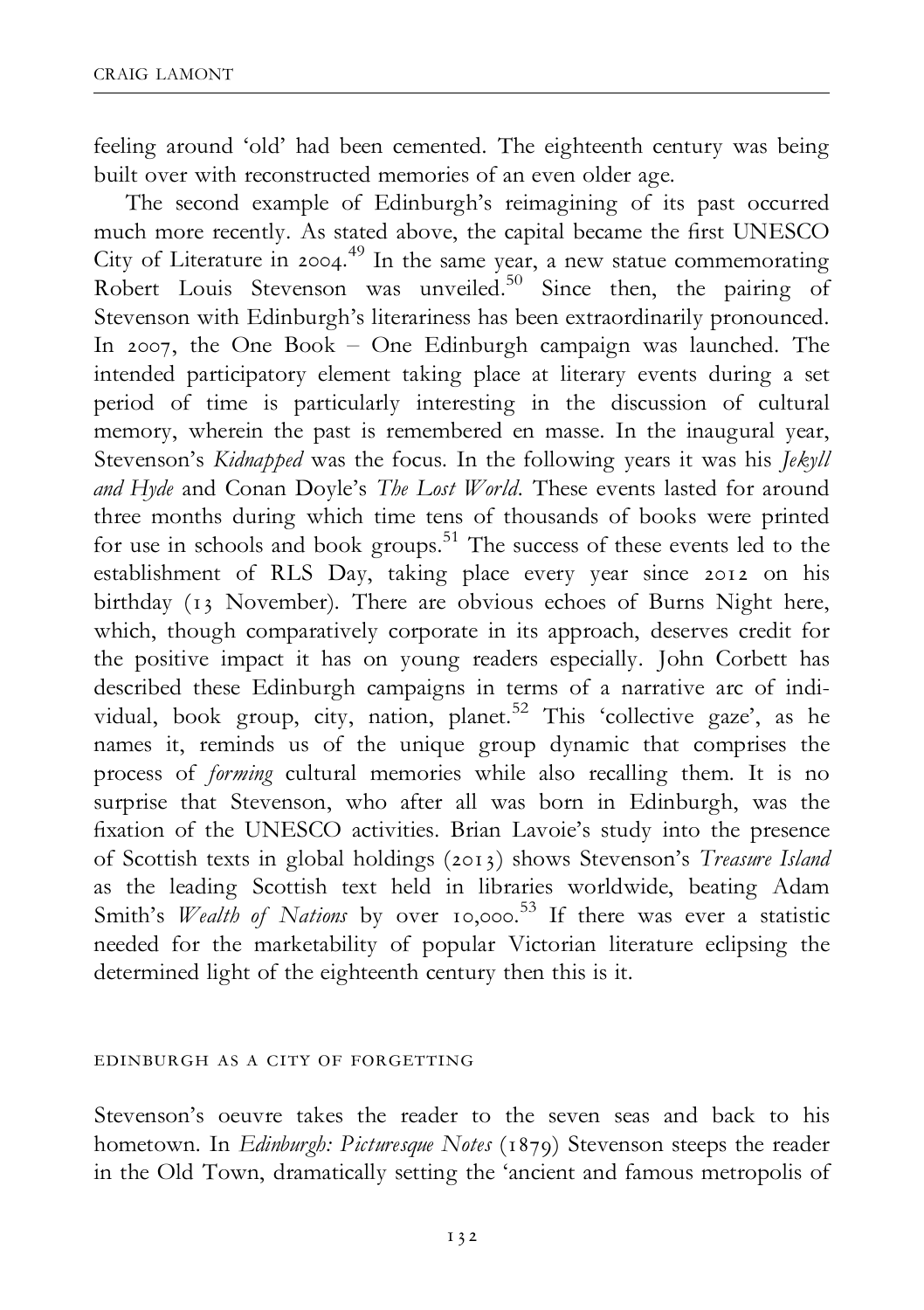feeling around 'old' had been cemented. The eighteenth century was being built over with reconstructed memories of an even older age.

The second example of Edinburgh's reimagining of its past occurred much more recently. As stated above, the capital became the first UNESCO City of Literature in 2004.[49] In the same year, a new statue commemorating Robert Louis Stevenson was unveiled.[50] Since then, the pairing of Stevenson with Edinburgh's literariness has been extraordinarily pronounced. In 2007, the One Book – One Edinburgh campaign was launched. The intended participatory element taking place at literary events during a set period of time is particularly interesting in the discussion of cultural memory, wherein the past is remembered en masse. In the inaugural year, Stevenson's *Kidnapped* was the focus. In the following years it was his *Jekyll and Hyde* and Conan Doyle's *The Lost World*. These events lasted for around three months during which time tens of thousands of books were printed for use in schools and book groups.[51] The success of these events led to the establishment of RLS Day, taking place every year since 2012 on his birthday (13 November). There are obvious echoes of Burns Night here, which, though comparatively corporate in its approach, deserves credit for the positive impact it has on young readers especially. John Corbett has described these Edinburgh campaigns in terms of a narrative arc of individual, book group, city, nation, planet.[52] This 'collective gaze', as he names it, reminds us of the unique group dynamic that comprises the process of *forming* cultural memories while also recalling them. It is no surprise that Stevenson, who after all was born in Edinburgh, was the fixation of the UNESCO activities. Brian Lavoie's study into the presence of Scottish texts in global holdings (2013) shows Stevenson's *Treasure Island* as the leading Scottish text held in libraries worldwide, beating Adam Smith's *Wealth of Nations* by over 10,000.[53] If there was ever a statistic needed for the marketability of popular Victorian literature eclipsing the determined light of the eighteenth century then this is it.

## EDINBURGH AS A CITY OF FORGETTING

Stevenson's oeuvre takes the reader to the seven seas and back to his hometown. In *Edinburgh: Picturesque Notes* (1879) Stevenson steeps the reader in the Old Town, dramatically setting the 'ancient and famous metropolis of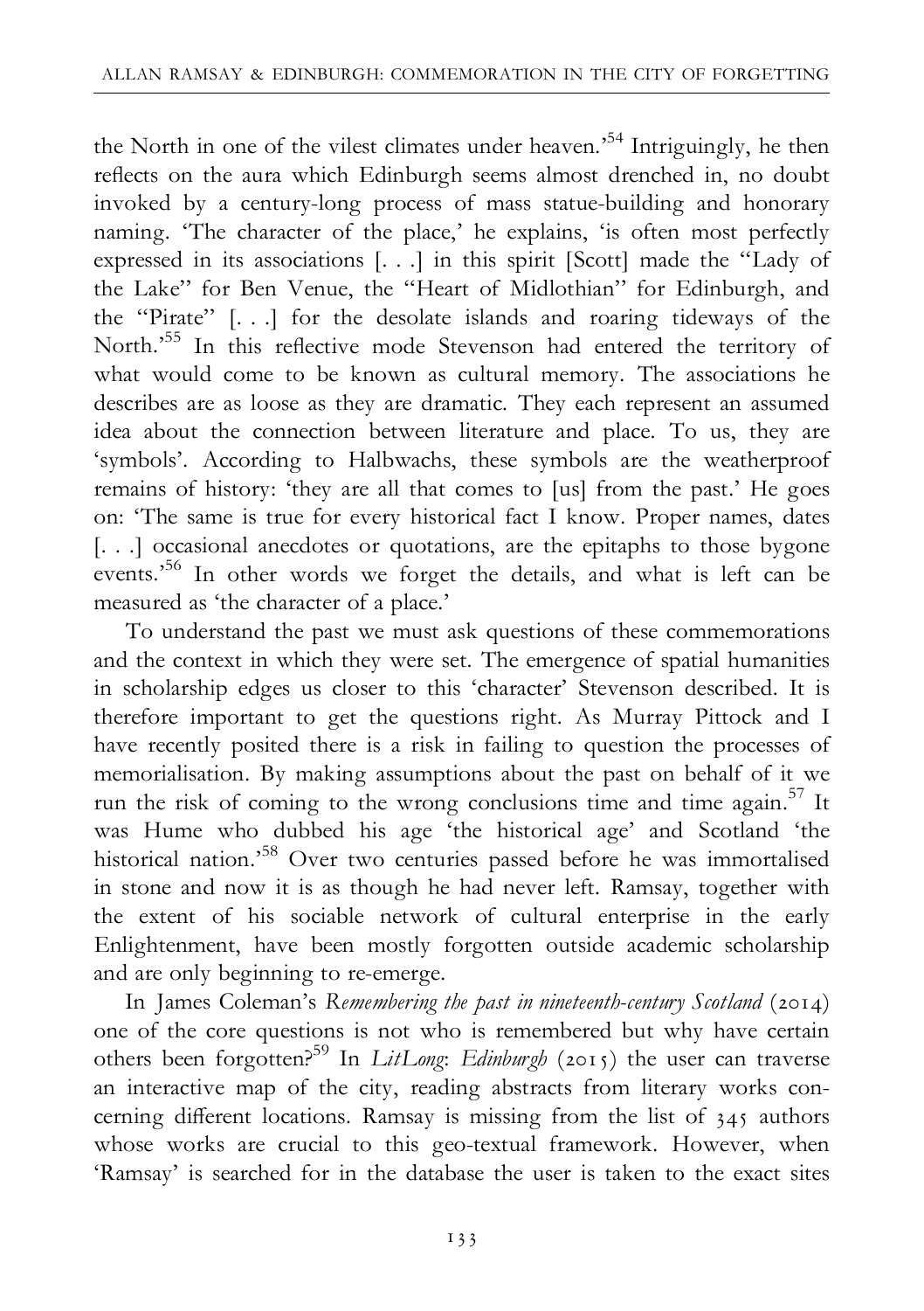the North in one of the vilest climates under heaven.'[54] Intriguingly, he then reflects on the aura which Edinburgh seems almost drenched in, no doubt invoked by a century-long process of mass statue-building and honorary naming. 'The character of the place,' he explains, 'is often most perfectly expressed in its associations [. . .] in this spirit [Scott] made the "Lady of the Lake" for Ben Venue, the "Heart of Midlothian" for Edinburgh, and the "Pirate" [. . .] for the desolate islands and roaring tideways of the North.'[55] In this reflective mode Stevenson had entered the territory of what would come to be known as cultural memory. The associations he describes are as loose as they are dramatic. They each represent an assumed idea about the connection between literature and place. To us, they are 'symbols'. According to Halbwachs, these symbols are the weatherproof remains of history: 'they are all that comes to [us] from the past.' He goes on: 'The same is true for every historical fact I know. Proper names, dates [. . .] occasional anecdotes or quotations, are the epitaphs to those bygone events.'[56] In other words we forget the details, and what is left can be measured as 'the character of a place.'

To understand the past we must ask questions of these commemorations and the context in which they were set. The emergence of spatial humanities in scholarship edges us closer to this 'character' Stevenson described. It is therefore important to get the questions right. As Murray Pittock and I have recently posited there is a risk in failing to question the processes of memorialisation. By making assumptions about the past on behalf of it we run the risk of coming to the wrong conclusions time and time again.[57] It was Hume who dubbed his age 'the historical age' and Scotland 'the historical nation.'[58] Over two centuries passed before he was immortalised in stone and now it is as though he had never left. Ramsay, together with the extent of his sociable network of cultural enterprise in the early Enlightenment, have been mostly forgotten outside academic scholarship and are only beginning to re-emerge.

In James Coleman's *Remembering the past in nineteenth-century Scotland* (2014) one of the core questions is not who is remembered but why have certain others been forgotten?[59] In *LitLong*: *Edinburgh* (2015) the user can traverse an interactive map of the city, reading abstracts from literary works concerning different locations. Ramsay is missing from the list of 345 authors whose works are crucial to this geo-textual framework. However, when 'Ramsay' is searched for in the database the user is taken to the exact sites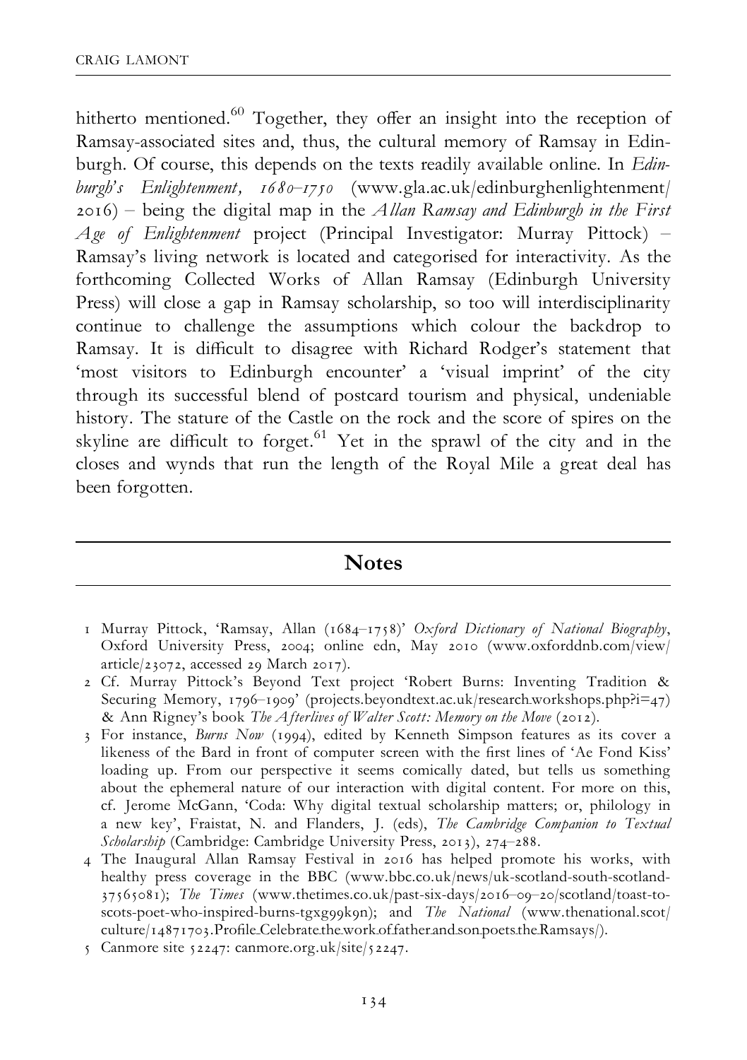hitherto mentioned.[60] Together, they offer an insight into the reception of Ramsay-associated sites and, thus, the cultural memory of Ramsay in Edinburgh. Of course, this depends on the texts readily available online. In *Edinburgh's Enlightenment, 1680–1750* (www.gla.ac.uk/edinburghenlightenment/2016) – being the digital map in the *Allan Ramsay and Edinburgh in the First Age of Enlightenment* project (Principal Investigator: Murray Pittock) – Ramsay's living network is located and categorised for interactivity. As the forthcoming Collected Works of Allan Ramsay (Edinburgh University Press) will close a gap in Ramsay scholarship, so too will interdisciplinarity continue to challenge the assumptions which colour the backdrop to Ramsay. It is difficult to disagree with Richard Rodger's statement that 'most visitors to Edinburgh encounter' a 'visual imprint' of the city through its successful blend of postcard tourism and physical, undeniable history. The stature of the Castle on the rock and the score of spires on the skyline are difficult to forget.[61] Yet in the sprawl of the city and in the closes and wynds that run the length of the Royal Mile a great deal has been forgotten.

## Notes

1 Murray Pittock, 'Ramsay, Allan (1684–1758)' *Oxford Dictionary of National Biography*, Oxford University Press, 2004; online edn, May 2010 (www.oxforddnb.com/view/article/23072, accessed 29 March 2017).

2 Cf. Murray Pittock's Beyond Text project 'Robert Burns: Inventing Tradition & Securing Memory, 1796–1909' (projects.beyondtext.ac.uk/research_workshops.php?i=47) & Ann Rigney's book *The Afterlives of Walter Scott: Memory on the Move* (2012).

3 For instance, *Burns Now* (1994), edited by Kenneth Simpson features as its cover a likeness of the Bard in front of computer screen with the first lines of 'Ae Fond Kiss' loading up. From our perspective it seems comically dated, but tells us something about the ephemeral nature of our interaction with digital content. For more on this, cf. Jerome McGann, 'Coda: Why digital textual scholarship matters; or, philology in a new key', Fraistat, N. and Flanders, J. (eds), *The Cambridge Companion to Textual Scholarship* (Cambridge: Cambridge University Press, 2013), 274–288.

4 The Inaugural Allan Ramsay Festival in 2016 has helped promote his works, with healthy press coverage in the BBC (www.bbc.co.uk/news/uk-scotland-south-scotland-37565081); *The Times* (www.thetimes.co.uk/past-six-days/2016–09–20/scotland/toast-to-scots-poet-who-inspired-burns-tgxg99k9n); and *The National* (www.thenational.scot/culture/14871703.Profile_Celebrate_the_work_of_father_and_son_poets_the_Ramsays/).

5 Canmore site 52247: canmore.org.uk/site/52247.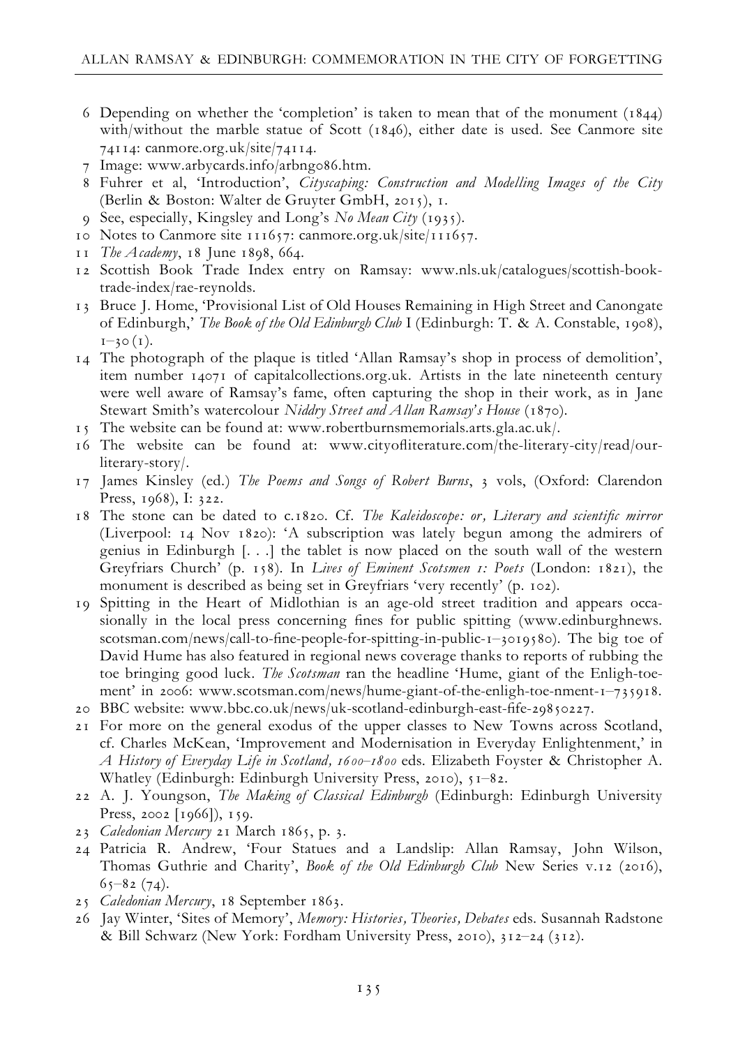6 Depending on whether the 'completion' is taken to mean that of the monument (1844) with/without the marble statue of Scott (1846), either date is used. See Canmore site 74114: canmore.org.uk/site/74114.

7 Image: www.arbycards.info/arbng086.htm.

8 Fuhrer et al, 'Introduction', *Cityscaping: Construction and Modelling Images of the City* (Berlin & Boston: Walter de Gruyter GmbH, 2015), 1.

9 See, especially, Kingsley and Long's *No Mean City* (1935).

10 Notes to Canmore site 111657: canmore.org.uk/site/111657.

11 *The Academy*, 18 June 1898, 664.

12 Scottish Book Trade Index entry on Ramsay: www.nls.uk/catalogues/scottish-book-trade-index/rae-reynolds.

13 Bruce J. Home, 'Provisional List of Old Houses Remaining in High Street and Canongate of Edinburgh,' *The Book of the Old Edinburgh Club* I (Edinburgh: T. & A. Constable, 1908), 1–30 (1).

14 The photograph of the plaque is titled 'Allan Ramsay's shop in process of demolition', item number 14071 of capitalcollections.org.uk. Artists in the late nineteenth century were well aware of Ramsay's fame, often capturing the shop in their work, as in Jane Stewart Smith's watercolour *Niddry Street and Allan Ramsay's House* (1870).

15 The website can be found at: www.robertburnsmemorials.arts.gla.ac.uk/.

16 The website can be found at: www.cityofliterature.com/the-literary-city/read/our-literary-story/.

17 James Kinsley (ed.) *The Poems and Songs of Robert Burns*, 3 vols, (Oxford: Clarendon Press, 1968), I: 322.

18 The stone can be dated to c.1820. Cf. *The Kaleidoscope: or, Literary and scientific mirror* (Liverpool: 14 Nov 1820): 'A subscription was lately begun among the admirers of genius in Edinburgh [. . .] the tablet is now placed on the south wall of the western Greyfriars Church' (p. 158). In *Lives of Eminent Scotsmen 1: Poets* (London: 1821), the monument is described as being set in Greyfriars 'very recently' (p. 102).

19 Spitting in the Heart of Midlothian is an age-old street tradition and appears occasionally in the local press concerning fines for public spitting (www.edinburghnews.scotsman.com/news/call-to-fine-people-for-spitting-in-public-1–3019580). The big toe of David Hume has also featured in regional news coverage thanks to reports of rubbing the toe bringing good luck. *The Scotsman* ran the headline 'Hume, giant of the Enligh-toe-ment' in 2006: www.scotsman.com/news/hume-giant-of-the-enligh-toe-nment-1–735918.

20 BBC website: www.bbc.co.uk/news/uk-scotland-edinburgh-east-fife-29850227.

21 For more on the general exodus of the upper classes to New Towns across Scotland, cf. Charles McKean, 'Improvement and Modernisation in Everyday Enlightenment,' in *A History of Everyday Life in Scotland, 1600–1800* eds. Elizabeth Foyster & Christopher A. Whatley (Edinburgh: Edinburgh University Press, 2010), 51–82.

22 A. J. Youngson, *The Making of Classical Edinburgh* (Edinburgh: Edinburgh University Press, 2002 [1966]), 159.

23 *Caledonian Mercury* 21 March 1865, p. 3.

24 Patricia R. Andrew, 'Four Statues and a Landslip: Allan Ramsay, John Wilson, Thomas Guthrie and Charity', *Book of the Old Edinburgh Club* New Series v.12 (2016), 65–82 (74).

25 *Caledonian Mercury*, 18 September 1863.

26 Jay Winter, 'Sites of Memory', *Memory: Histories, Theories, Debates* eds. Susannah Radstone & Bill Schwarz (New York: Fordham University Press, 2010), 312–24 (312).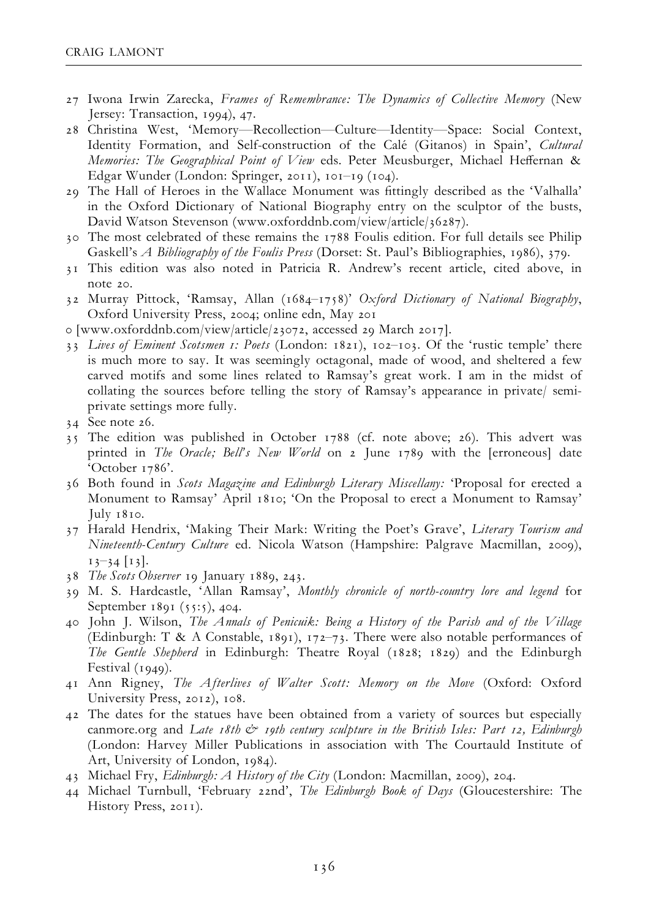27 Iwona Irwin Zarecka, *Frames of Remembrance: The Dynamics of Collective Memory* (New Jersey: Transaction, 1994), 47.

28 Christina West, 'Memory—Recollection—Culture—Identity—Space: Social Context, Identity Formation, and Self-construction of the Calé (Gitanos) in Spain', *Cultural Memories: The Geographical Point of View* eds. Peter Meusburger, Michael Heffernan & Edgar Wunder (London: Springer, 2011), 101–19 (104).

29 The Hall of Heroes in the Wallace Monument was fittingly described as the 'Valhalla' in the Oxford Dictionary of National Biography entry on the sculptor of the busts, David Watson Stevenson (www.oxforddnb.com/view/article/36287).

30 The most celebrated of these remains the 1788 Foulis edition. For full details see Philip Gaskell's *A Bibliography of the Foulis Press* (Dorset: St. Paul's Bibliographies, 1986), 379.

31 This edition was also noted in Patricia R. Andrew's recent article, cited above, in note 20.

32 Murray Pittock, 'Ramsay, Allan (1684–1758)' *Oxford Dictionary of National Biography*, Oxford University Press, 2004; online edn, May 201

0 [www.oxforddnb.com/view/article/23072, accessed 29 March 2017].

33 *Lives of Eminent Scotsmen 1: Poets* (London: 1821), 102–103. Of the 'rustic temple' there is much more to say. It was seemingly octagonal, made of wood, and sheltered a few carved motifs and some lines related to Ramsay's great work. I am in the midst of collating the sources before telling the story of Ramsay's appearance in private/ semi-private settings more fully.

34 See note 26.

35 The edition was published in October 1788 (cf. note above; 26). This advert was printed in *The Oracle; Bell's New World* on 2 June 1789 with the [erroneous] date 'October 1786'.

36 Both found in *Scots Magazine and Edinburgh Literary Miscellany:* 'Proposal for erected a Monument to Ramsay' April 1810; 'On the Proposal to erect a Monument to Ramsay' July 1810.

37 Harald Hendrix, 'Making Their Mark: Writing the Poet's Grave', *Literary Tourism and Nineteenth-Century Culture* ed. Nicola Watson (Hampshire: Palgrave Macmillan, 2009), 13–34 [13].

38 *The Scots Observer* 19 January 1889, 243.

39 M. S. Hardcastle, 'Allan Ramsay', *Monthly chronicle of north-country lore and legend* for September 1891 (55:5), 404.

40 John J. Wilson, *The Annals of Penicuik: Being a History of the Parish and of the Village* (Edinburgh: T & A Constable, 1891), 172–73. There were also notable performances of *The Gentle Shepherd* in Edinburgh: Theatre Royal (1828; 1829) and the Edinburgh Festival (1949).

41 Ann Rigney, *The Afterlives of Walter Scott: Memory on the Move* (Oxford: Oxford University Press, 2012), 108.

42 The dates for the statues have been obtained from a variety of sources but especially canmore.org and *Late 18th & 19th century sculpture in the British Isles: Part 12, Edinburgh* (London: Harvey Miller Publications in association with The Courtauld Institute of Art, University of London, 1984).

43 Michael Fry, *Edinburgh: A History of the City* (London: Macmillan, 2009), 204.

44 Michael Turnbull, 'February 22nd', *The Edinburgh Book of Days* (Gloucestershire: The History Press, 2011).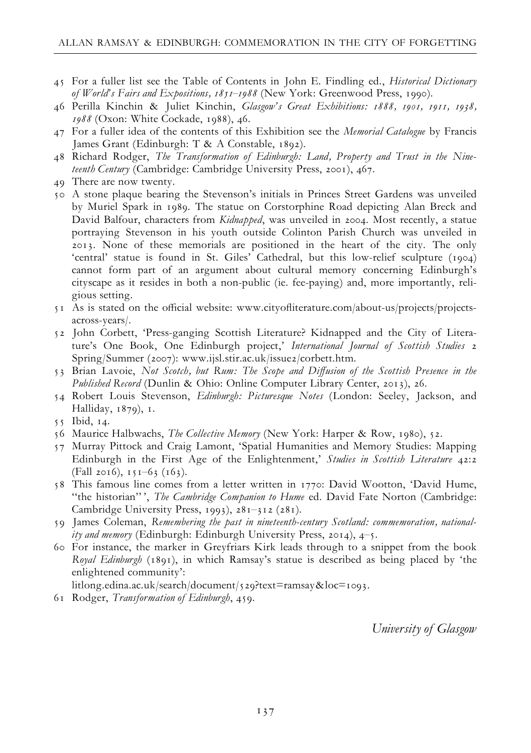45 For a fuller list see the Table of Contents in John E. Findling ed., *Historical Dictionary of World's Fairs and Expositions, 1851–1988* (New York: Greenwood Press, 1990).

46 Perilla Kinchin & Juliet Kinchin, *Glasgow's Great Exhibitions: 1888, 1901, 1911, 1938, 1988* (Oxon: White Cockade, 1988), 46.

47 For a fuller idea of the contents of this Exhibition see the *Memorial Catalogue* by Francis James Grant (Edinburgh: T & A Constable, 1892).

48 Richard Rodger, *The Transformation of Edinburgh: Land, Property and Trust in the Nineteenth Century* (Cambridge: Cambridge University Press, 2001), 467.

49 There are now twenty.

50 A stone plaque bearing the Stevenson's initials in Princes Street Gardens was unveiled by Muriel Spark in 1989. The statue on Corstorphine Road depicting Alan Breck and David Balfour, characters from *Kidnapped*, was unveiled in 2004. Most recently, a statue portraying Stevenson in his youth outside Colinton Parish Church was unveiled in 2013. None of these memorials are positioned in the heart of the city. The only 'central' statue is found in St. Giles' Cathedral, but this low-relief sculpture (1904) cannot form part of an argument about cultural memory concerning Edinburgh's cityscape as it resides in both a non-public (ie. fee-paying) and, more importantly, religious setting.

51 As is stated on the official website: www.cityofliterature.com/about-us/projects/projects-across-years/.

52 John Corbett, 'Press-ganging Scottish Literature? Kidnapped and the City of Literature's One Book, One Edinburgh project,' *International Journal of Scottish Studies* 2 Spring/Summer (2007): www.ijsl.stir.ac.uk/issue2/corbett.htm.

53 Brian Lavoie, *Not Scotch, but Rum: The Scope and Diffusion of the Scottish Presence in the Published Record* (Dunlin & Ohio: Online Computer Library Center, 2013), 26.

54 Robert Louis Stevenson, *Edinburgh: Picturesque Notes* (London: Seeley, Jackson, and Halliday, 1879), 1.

55 Ibid, 14.

56 Maurice Halbwachs, *The Collective Memory* (New York: Harper & Row, 1980), 52.

57 Murray Pittock and Craig Lamont, 'Spatial Humanities and Memory Studies: Mapping Edinburgh in the First Age of the Enlightenment,' *Studies in Scottish Literature* 42:2 (Fall 2016), 151–63 (163).

58 This famous line comes from a letter written in 1770: David Wootton, 'David Hume, "the historian"', *The Cambridge Companion to Hume* ed. David Fate Norton (Cambridge: Cambridge University Press, 1993), 281–312 (281).

59 James Coleman, *Remembering the past in nineteenth-century Scotland: commemoration, nationality and memory* (Edinburgh: Edinburgh University Press, 2014), 4–5.

60 For instance, the marker in Greyfriars Kirk leads through to a snippet from the book *Royal Edinburgh* (1891), in which Ramsay's statue is described as being placed by 'the enlightened community':
litlong.edina.ac.uk/search/document/529?text=ramsay&loc=1093.

61 Rodger, *Transformation of Edinburgh*, 459.

*University of Glasgow*